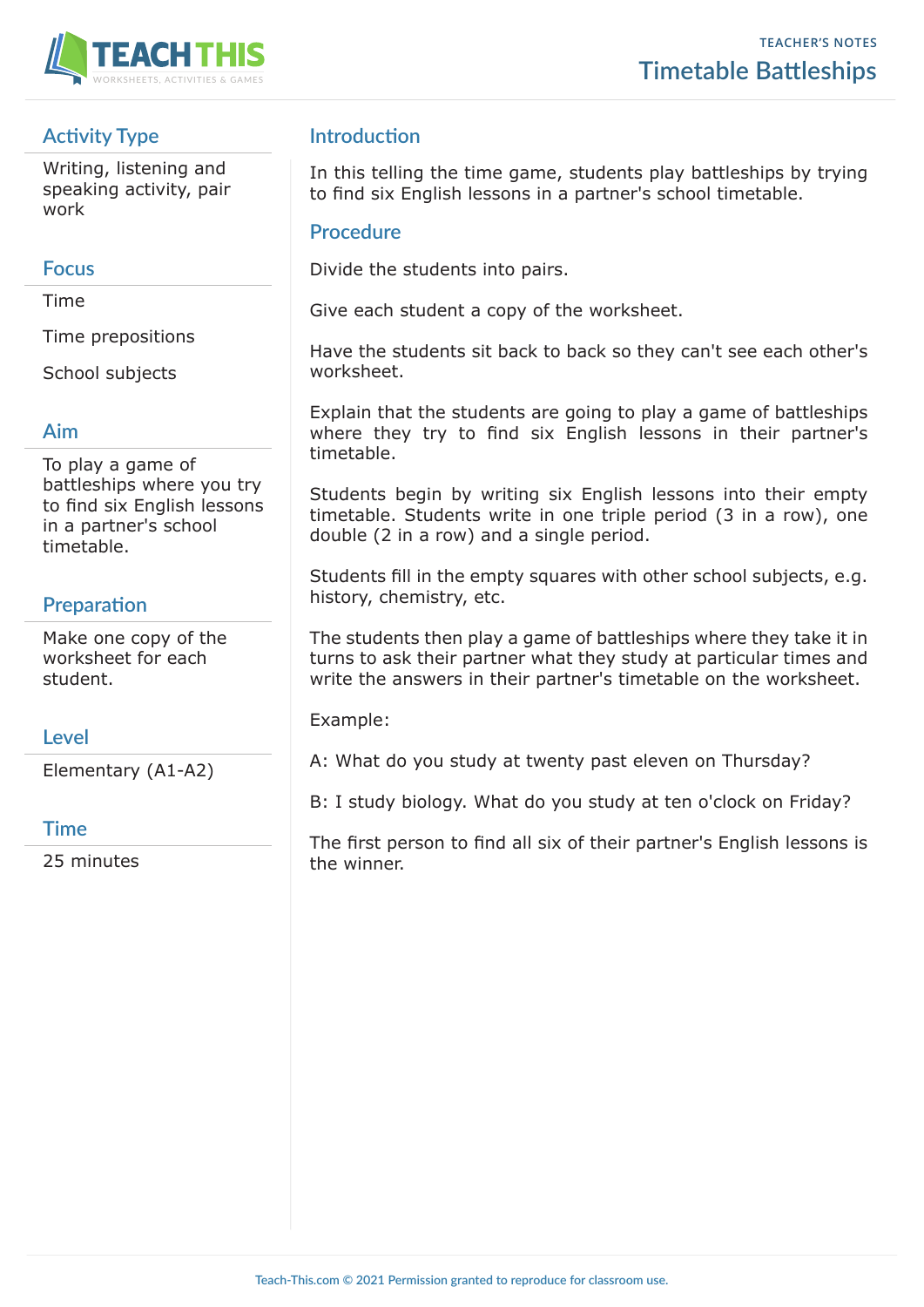TEACHER'S NOTES

# Timetable Battleships

## Activity Type

Writing, listening and speaking activity, pair work

## Focus

Time

Time prepositions

School subjects

## Aim

To play a game of battleships where you try to find six English lessons in a partner's school timetable.

## Preparation

Make one copy of the worksheet for each student.

## Level

Elementary (A1-A2)

## Time

25 minutes

## Introduction

In this telling the time game, students play battleships by trying to find six English lessons in a partner's school timetable.

## Procedure

Divide the students into pairs.

Give each student a copy of the worksheet.

Have the students sit back to back so they can't see each other's worksheet.

Explain that the students are going to play a game of battleships where they try to find six English lessons in their partner's timetable.

Students begin by writing six English lessons into their empty timetable. Students write in one triple period (3 in a row), one double (2 in a row) and a single period.

Students fill in the empty squares with other school subjects, e.g. history, chemistry, etc.

The students then play a game of battleships where they take it in turns to ask their partner what they study at particular times and write the answers in their partner's timetable on the worksheet.

Example:

A: What do you study at twenty past eleven on Thursday?

B: I study biology. What do you study at ten o'clock on Friday?

The first person to find all six of their partner's English lessons is the winner.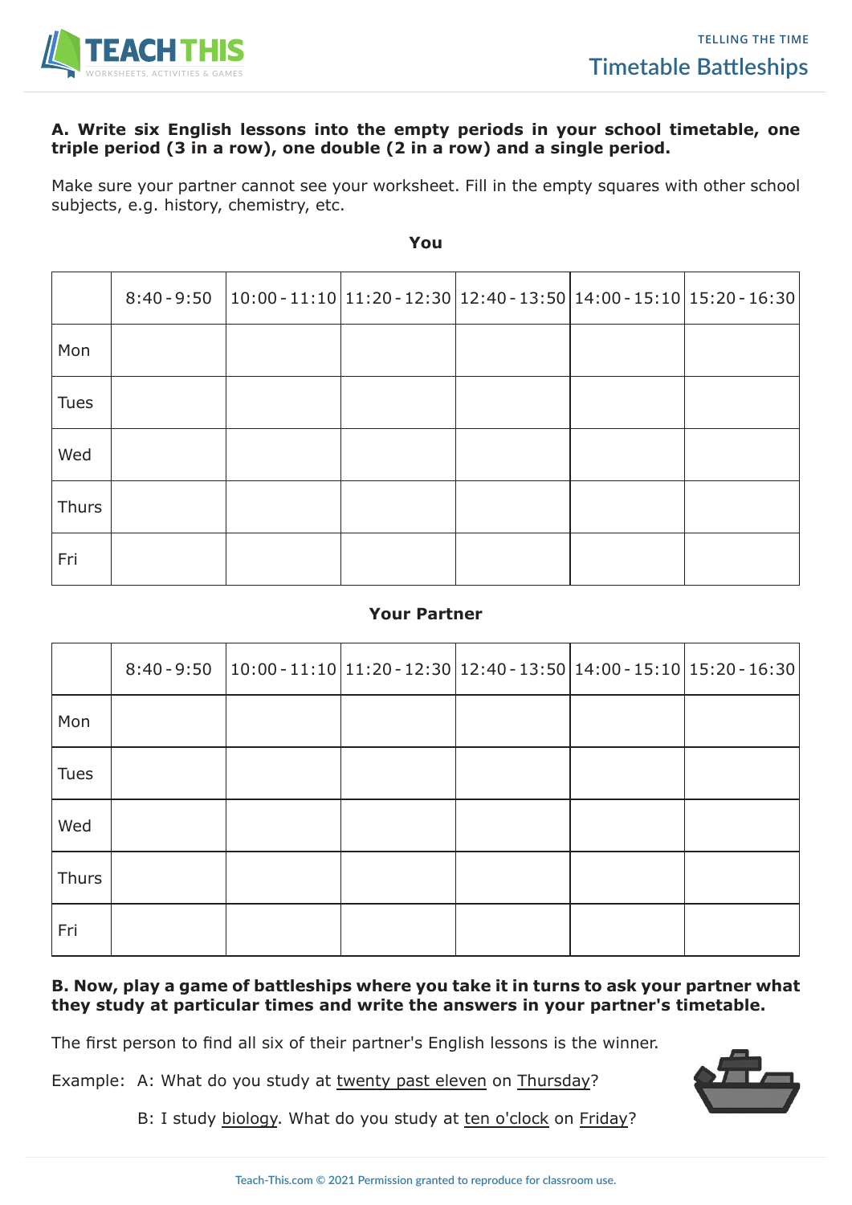## Timetable Battleships

**A. Write six English lessons into the empty periods in your school timetable, one triple period (3 in a row), one double (2 in a row) and a single period.**

Make sure your partner cannot see your worksheet. Fill in the empty squares with other school subjects, e.g. history, chemistry, etc.

**You**

| | 8:40 - 9:50 | 10:00 - 11:10 | 11:20 - 12:30 | 12:40 - 13:50 | 14:00 - 15:10 | 15:20 - 16:30 |
|---|---|---|---|---|---|---|
| Mon | | | | | | |
| Tues | | | | | | |
| Wed | | | | | | |
| Thurs | | | | | | |
| Fri | | | | | | |

**Your Partner**

| | 8:40 - 9:50 | 10:00 - 11:10 | 11:20 - 12:30 | 12:40 - 13:50 | 14:00 - 15:10 | 15:20 - 16:30 |
|---|---|---|---|---|---|---|
| Mon | | | | | | |
| Tues | | | | | | |
| Wed | | | | | | |
| Thurs | | | | | | |
| Fri | | | | | | |

**B. Now, play a game of battleships where you take it in turns to ask your partner what they study at particular times and write the answers in your partner's timetable.**

The first person to find all six of their partner's English lessons is the winner.

Example: A: What do you study at twenty past eleven on Thursday?

B: I study biology. What do you study at ten o'clock on Friday?